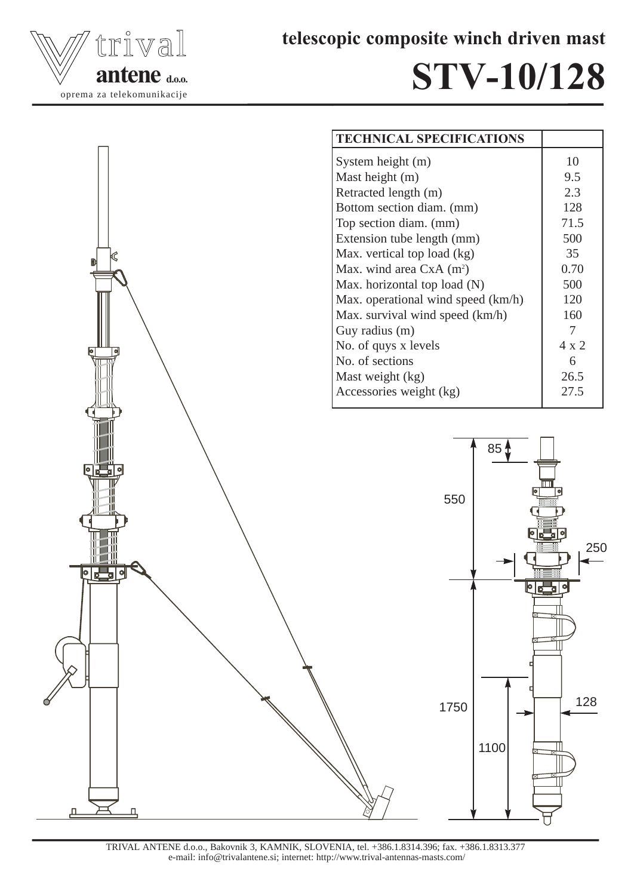trival antene d.o.o.
oprema za telekomunikacije

# telescopic composite winch driven mast

# STV-10/128

| TECHNICAL SPECIFICATIONS | |
|---|---|
| System height (m) | 10 |
| Mast height (m) | 9.5 |
| Retracted length (m) | 2.3 |
| Bottom section diam. (mm) | 128 |
| Top section diam. (mm) | 71.5 |
| Extension tube length (mm) | 500 |
| Max. vertical top load (kg) | 35 |
| Max. wind area CxA ($m^2$) | 0.70 |
| Max. horizontal top load (N) | 500 |
| Max. operational wind speed (km/h) | 120 |
| Max. survival wind speed (km/h) | 160 |
| Guy radius (m) | 7 |
| No. of quys x levels | 4 x 2 |
| No. of sections | 6 |
| Mast weight (kg) | 26.5 |
| Accessories weight (kg) | 27.5 |

85

550

250

1750

1100

128

TRIVAL ANTENE d.o.o., Bakovnik 3, KAMNIK, SLOVENIA, tel. +386.1.8314.396; fax. +386.1.8313.377
e-mail: info@trivalantene.si; internet: http://www.trival-antennas-masts.com/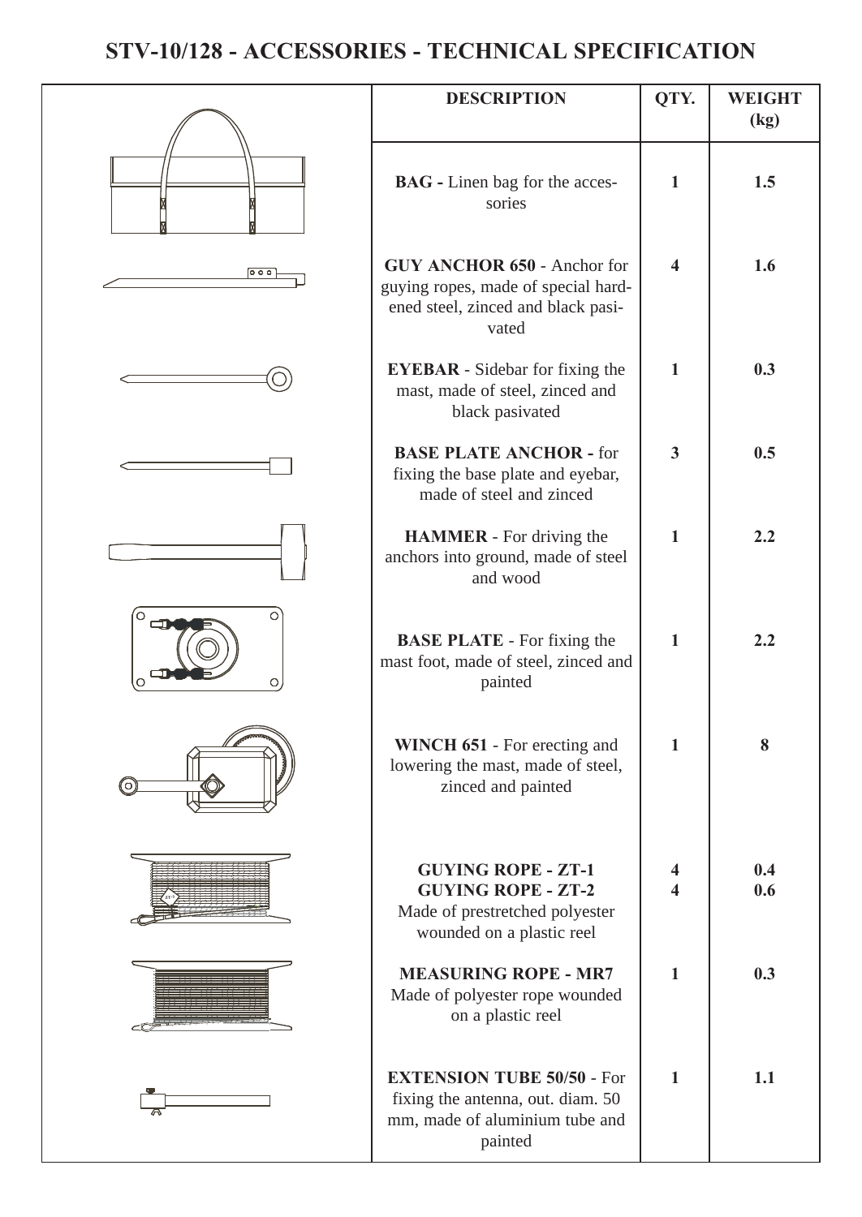# STV-10/128 - ACCESSORIES - TECHNICAL SPECIFICATION

| | DESCRIPTION | QTY. | WEIGHT (kg) |
|---|---|---|---|
| | **BAG -** Linen bag for the accessories | **1** | **1.5** |
| | **GUY ANCHOR 650** - Anchor for guying ropes, made of special hardened steel, zinced and black pasivated | **4** | **1.6** |
| | **EYEBAR** - Sidebar for fixing the mast, made of steel, zinced and black pasivated | **1** | **0.3** |
| | **BASE PLATE ANCHOR -** for fixing the base plate and eyebar, made of steel and zinced | **3** | **0.5** |
| | **HAMMER** - For driving the anchors into ground, made of steel and wood | **1** | **2.2** |
| | **BASE PLATE** - For fixing the mast foot, made of steel, zinced and painted | **1** | **2.2** |
| | **WINCH 651** - For erecting and lowering the mast, made of steel, zinced and painted | **1** | **8** |
| | **GUYING ROPE - ZT-1**<br>**GUYING ROPE - ZT-2**<br>Made of prestretched polyester wounded on a plastic reel | **4**<br>**4** | **0.4**<br>**0.6** |
| | **MEASURING ROPE - MR7**<br>Made of polyester rope wounded on a plastic reel | **1** | **0.3** |
| | **EXTENSION TUBE 50/50** - For fixing the antenna, out. diam. 50 mm, made of aluminium tube and painted | **1** | **1.1** |